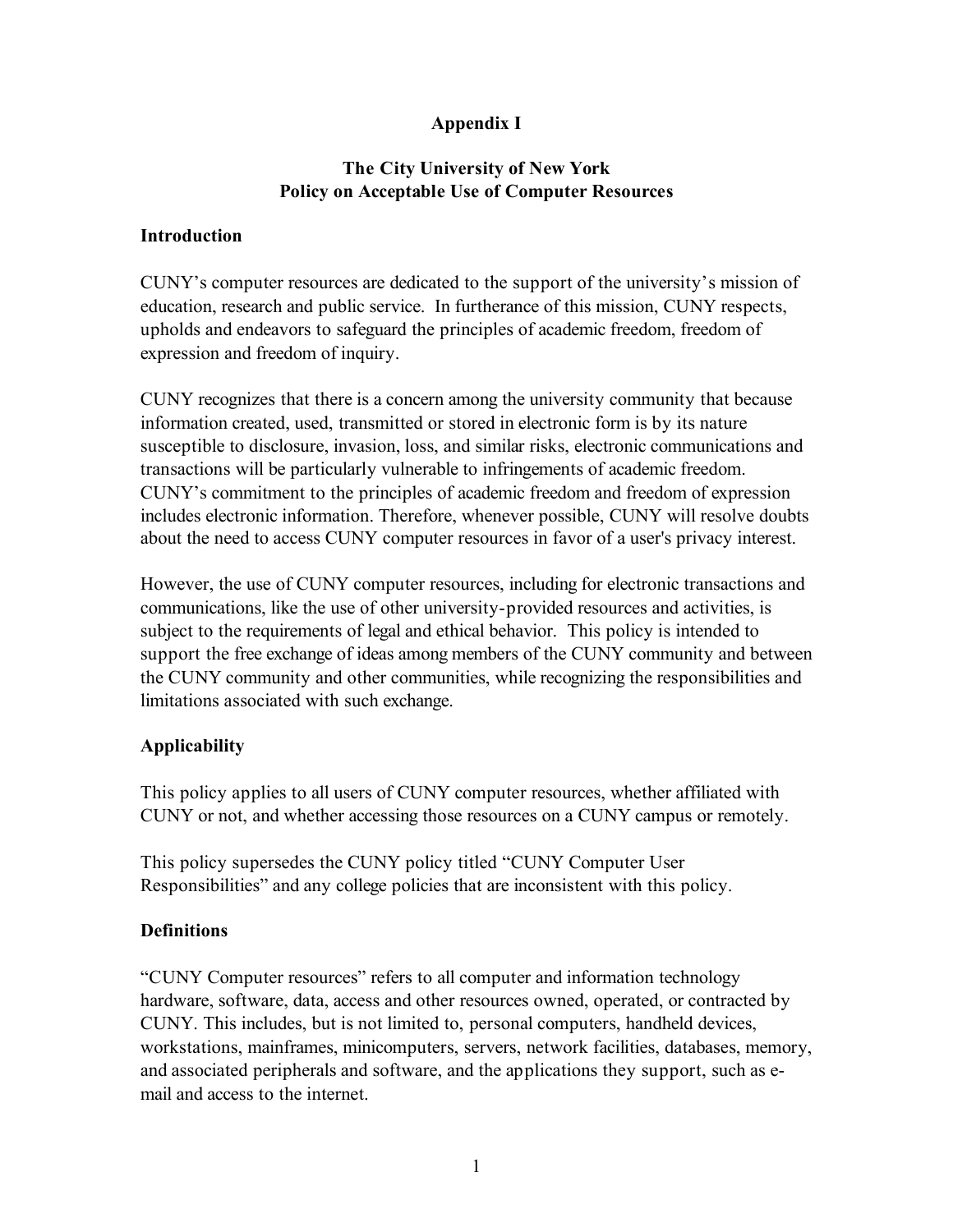# Appendix I

## The City University of New York
## Policy on Acceptable Use of Computer Resources

### Introduction

CUNY's computer resources are dedicated to the support of the university's mission of education, research and public service. In furtherance of this mission, CUNY respects, upholds and endeavors to safeguard the principles of academic freedom, freedom of expression and freedom of inquiry.

CUNY recognizes that there is a concern among the university community that because information created, used, transmitted or stored in electronic form is by its nature susceptible to disclosure, invasion, loss, and similar risks, electronic communications and transactions will be particularly vulnerable to infringements of academic freedom. CUNY's commitment to the principles of academic freedom and freedom of expression includes electronic information. Therefore, whenever possible, CUNY will resolve doubts about the need to access CUNY computer resources in favor of a user's privacy interest.

However, the use of CUNY computer resources, including for electronic transactions and communications, like the use of other university-provided resources and activities, is subject to the requirements of legal and ethical behavior. This policy is intended to support the free exchange of ideas among members of the CUNY community and between the CUNY community and other communities, while recognizing the responsibilities and limitations associated with such exchange.

### Applicability

This policy applies to all users of CUNY computer resources, whether affiliated with CUNY or not, and whether accessing those resources on a CUNY campus or remotely.

This policy supersedes the CUNY policy titled "CUNY Computer User Responsibilities" and any college policies that are inconsistent with this policy.

### Definitions

"CUNY Computer resources" refers to all computer and information technology hardware, software, data, access and other resources owned, operated, or contracted by CUNY. This includes, but is not limited to, personal computers, handheld devices, workstations, mainframes, minicomputers, servers, network facilities, databases, memory, and associated peripherals and software, and the applications they support, such as e-mail and access to the internet.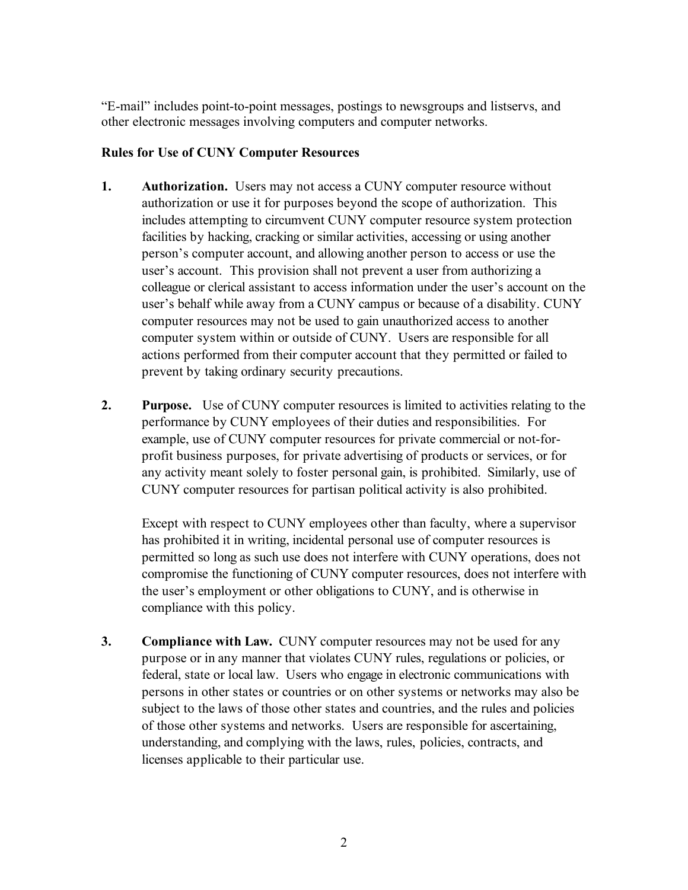"E-mail" includes point-to-point messages, postings to newsgroups and listservs, and other electronic messages involving computers and computer networks.

**Rules for Use of CUNY Computer Resources**

1. **Authorization.** Users may not access a CUNY computer resource without authorization or use it for purposes beyond the scope of authorization. This includes attempting to circumvent CUNY computer resource system protection facilities by hacking, cracking or similar activities, accessing or using another person's computer account, and allowing another person to access or use the user's account. This provision shall not prevent a user from authorizing a colleague or clerical assistant to access information under the user's account on the user's behalf while away from a CUNY campus or because of a disability. CUNY computer resources may not be used to gain unauthorized access to another computer system within or outside of CUNY. Users are responsible for all actions performed from their computer account that they permitted or failed to prevent by taking ordinary security precautions.

2. **Purpose.** Use of CUNY computer resources is limited to activities relating to the performance by CUNY employees of their duties and responsibilities. For example, use of CUNY computer resources for private commercial or not-for-profit business purposes, for private advertising of products or services, or for any activity meant solely to foster personal gain, is prohibited. Similarly, use of CUNY computer resources for partisan political activity is also prohibited.

   Except with respect to CUNY employees other than faculty, where a supervisor has prohibited it in writing, incidental personal use of computer resources is permitted so long as such use does not interfere with CUNY operations, does not compromise the functioning of CUNY computer resources, does not interfere with the user's employment or other obligations to CUNY, and is otherwise in compliance with this policy.

3. **Compliance with Law.** CUNY computer resources may not be used for any purpose or in any manner that violates CUNY rules, regulations or policies, or federal, state or local law. Users who engage in electronic communications with persons in other states or countries or on other systems or networks may also be subject to the laws of those other states and countries, and the rules and policies of those other systems and networks. Users are responsible for ascertaining, understanding, and complying with the laws, rules, policies, contracts, and licenses applicable to their particular use.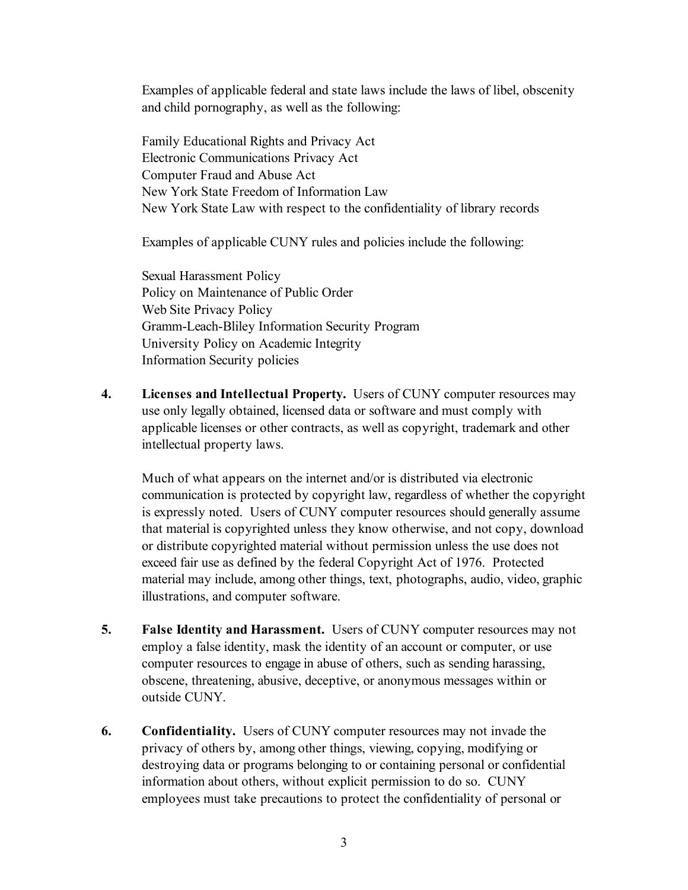Examples of applicable federal and state laws include the laws of libel, obscenity and child pornography, as well as the following:

Family Educational Rights and Privacy Act
Electronic Communications Privacy Act
Computer Fraud and Abuse Act
New York State Freedom of Information Law
New York State Law with respect to the confidentiality of library records

Examples of applicable CUNY rules and policies include the following:

Sexual Harassment Policy
Policy on Maintenance of Public Order
Web Site Privacy Policy
Gramm-Leach-Bliley Information Security Program
University Policy on Academic Integrity
Information Security policies

4. **Licenses and Intellectual Property.** Users of CUNY computer resources may use only legally obtained, licensed data or software and must comply with applicable licenses or other contracts, as well as copyright, trademark and other intellectual property laws.

   Much of what appears on the internet and/or is distributed via electronic communication is protected by copyright law, regardless of whether the copyright is expressly noted. Users of CUNY computer resources should generally assume that material is copyrighted unless they know otherwise, and not copy, download or distribute copyrighted material without permission unless the use does not exceed fair use as defined by the federal Copyright Act of 1976. Protected material may include, among other things, text, photographs, audio, video, graphic illustrations, and computer software.

5. **False Identity and Harassment.** Users of CUNY computer resources may not employ a false identity, mask the identity of an account or computer, or use computer resources to engage in abuse of others, such as sending harassing, obscene, threatening, abusive, deceptive, or anonymous messages within or outside CUNY.

6. **Confidentiality.** Users of CUNY computer resources may not invade the privacy of others by, among other things, viewing, copying, modifying or destroying data or programs belonging to or containing personal or confidential information about others, without explicit permission to do so. CUNY employees must take precautions to protect the confidentiality of personal or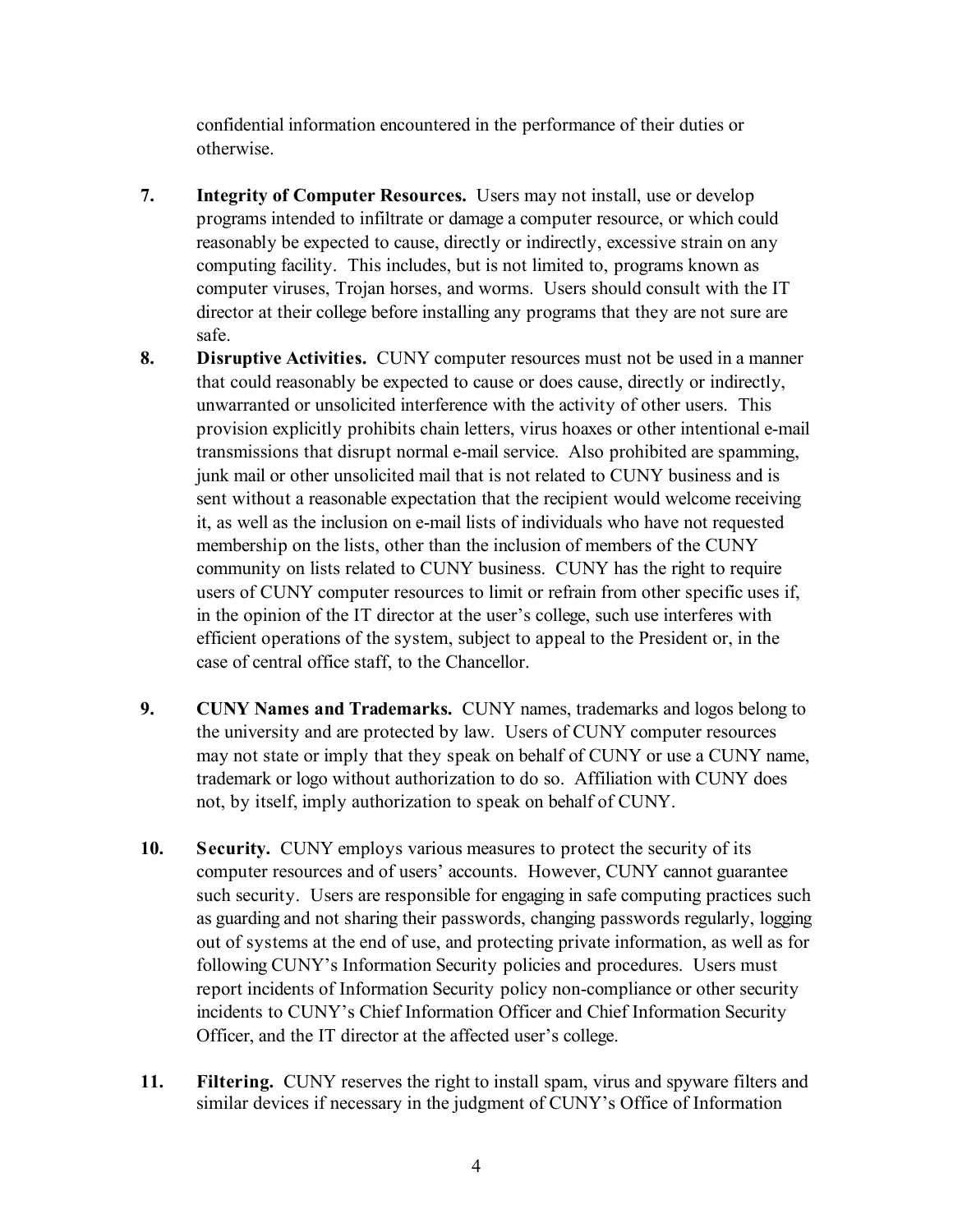confidential information encountered in the performance of their duties or otherwise.

7. **Integrity of Computer Resources.** Users may not install, use or develop programs intended to infiltrate or damage a computer resource, or which could reasonably be expected to cause, directly or indirectly, excessive strain on any computing facility. This includes, but is not limited to, programs known as computer viruses, Trojan horses, and worms. Users should consult with the IT director at their college before installing any programs that they are not sure are safe.

8. **Disruptive Activities.** CUNY computer resources must not be used in a manner that could reasonably be expected to cause or does cause, directly or indirectly, unwarranted or unsolicited interference with the activity of other users. This provision explicitly prohibits chain letters, virus hoaxes or other intentional e-mail transmissions that disrupt normal e-mail service. Also prohibited are spamming, junk mail or other unsolicited mail that is not related to CUNY business and is sent without a reasonable expectation that the recipient would welcome receiving it, as well as the inclusion on e-mail lists of individuals who have not requested membership on the lists, other than the inclusion of members of the CUNY community on lists related to CUNY business. CUNY has the right to require users of CUNY computer resources to limit or refrain from other specific uses if, in the opinion of the IT director at the user's college, such use interferes with efficient operations of the system, subject to appeal to the President or, in the case of central office staff, to the Chancellor.

9. **CUNY Names and Trademarks.** CUNY names, trademarks and logos belong to the university and are protected by law. Users of CUNY computer resources may not state or imply that they speak on behalf of CUNY or use a CUNY name, trademark or logo without authorization to do so. Affiliation with CUNY does not, by itself, imply authorization to speak on behalf of CUNY.

10. **Security.** CUNY employs various measures to protect the security of its computer resources and of users' accounts. However, CUNY cannot guarantee such security. Users are responsible for engaging in safe computing practices such as guarding and not sharing their passwords, changing passwords regularly, logging out of systems at the end of use, and protecting private information, as well as for following CUNY's Information Security policies and procedures. Users must report incidents of Information Security policy non-compliance or other security incidents to CUNY's Chief Information Officer and Chief Information Security Officer, and the IT director at the affected user's college.

11. **Filtering.** CUNY reserves the right to install spam, virus and spyware filters and similar devices if necessary in the judgment of CUNY's Office of Information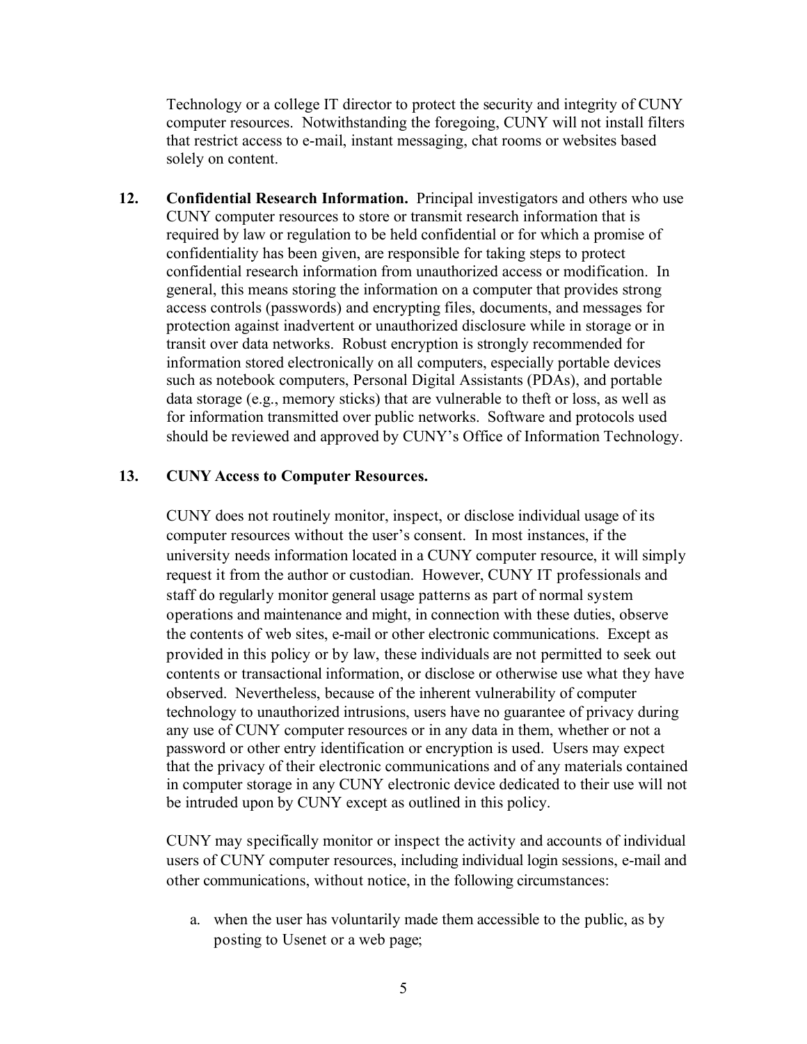Technology or a college IT director to protect the security and integrity of CUNY computer resources. Notwithstanding the foregoing, CUNY will not install filters that restrict access to e-mail, instant messaging, chat rooms or websites based solely on content.

12. **Confidential Research Information.** Principal investigators and others who use CUNY computer resources to store or transmit research information that is required by law or regulation to be held confidential or for which a promise of confidentiality has been given, are responsible for taking steps to protect confidential research information from unauthorized access or modification. In general, this means storing the information on a computer that provides strong access controls (passwords) and encrypting files, documents, and messages for protection against inadvertent or unauthorized disclosure while in storage or in transit over data networks. Robust encryption is strongly recommended for information stored electronically on all computers, especially portable devices such as notebook computers, Personal Digital Assistants (PDAs), and portable data storage (e.g., memory sticks) that are vulnerable to theft or loss, as well as for information transmitted over public networks. Software and protocols used should be reviewed and approved by CUNY's Office of Information Technology.

13. **CUNY Access to Computer Resources.**

CUNY does not routinely monitor, inspect, or disclose individual usage of its computer resources without the user's consent. In most instances, if the university needs information located in a CUNY computer resource, it will simply request it from the author or custodian. However, CUNY IT professionals and staff do regularly monitor general usage patterns as part of normal system operations and maintenance and might, in connection with these duties, observe the contents of web sites, e-mail or other electronic communications. Except as provided in this policy or by law, these individuals are not permitted to seek out contents or transactional information, or disclose or otherwise use what they have observed. Nevertheless, because of the inherent vulnerability of computer technology to unauthorized intrusions, users have no guarantee of privacy during any use of CUNY computer resources or in any data in them, whether or not a password or other entry identification or encryption is used. Users may expect that the privacy of their electronic communications and of any materials contained in computer storage in any CUNY electronic device dedicated to their use will not be intruded upon by CUNY except as outlined in this policy.

CUNY may specifically monitor or inspect the activity and accounts of individual users of CUNY computer resources, including individual login sessions, e-mail and other communications, without notice, in the following circumstances:

a. when the user has voluntarily made them accessible to the public, as by posting to Usenet or a web page;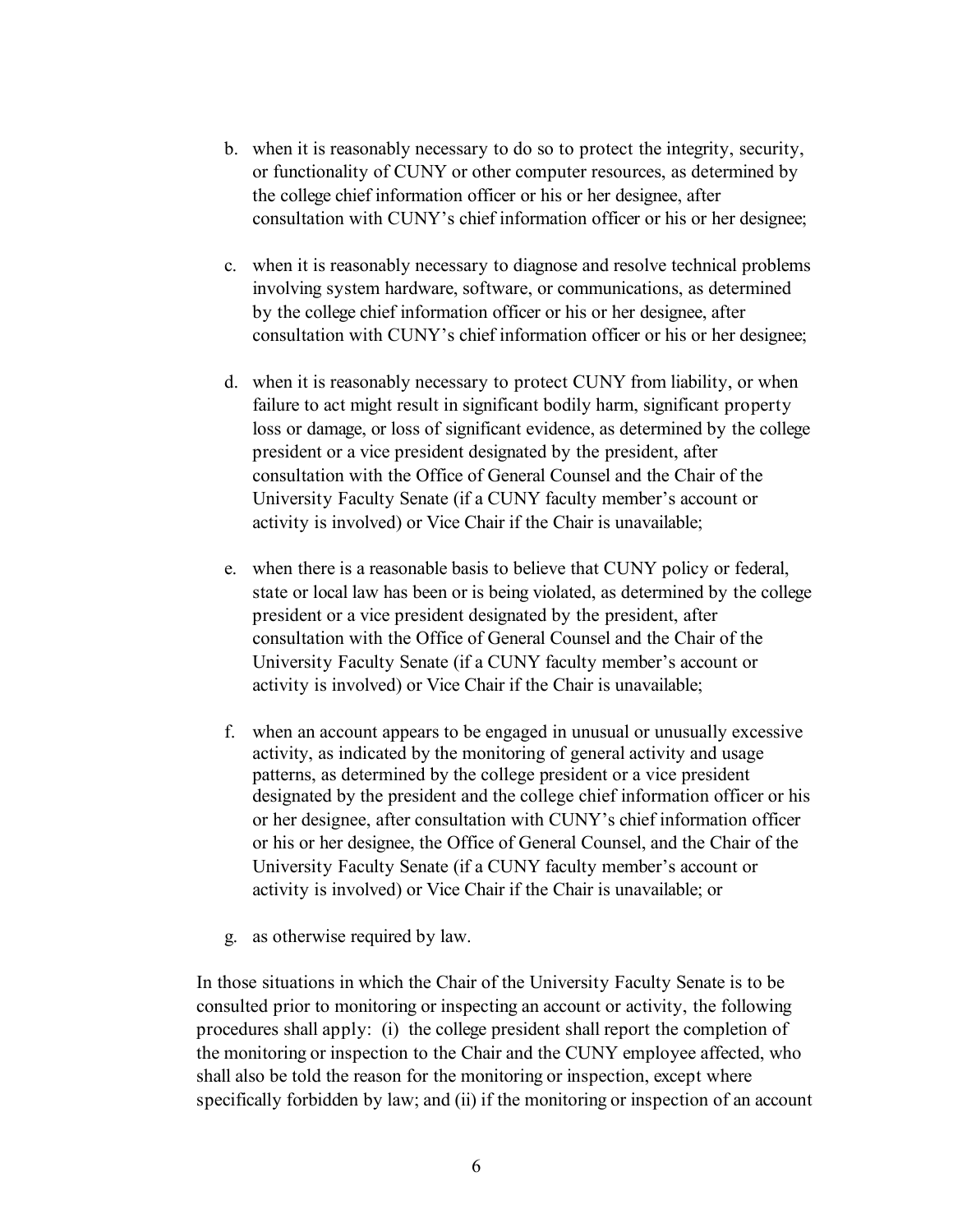b. when it is reasonably necessary to do so to protect the integrity, security, or functionality of CUNY or other computer resources, as determined by the college chief information officer or his or her designee, after consultation with CUNY's chief information officer or his or her designee;

c. when it is reasonably necessary to diagnose and resolve technical problems involving system hardware, software, or communications, as determined by the college chief information officer or his or her designee, after consultation with CUNY's chief information officer or his or her designee;

d. when it is reasonably necessary to protect CUNY from liability, or when failure to act might result in significant bodily harm, significant property loss or damage, or loss of significant evidence, as determined by the college president or a vice president designated by the president, after consultation with the Office of General Counsel and the Chair of the University Faculty Senate (if a CUNY faculty member's account or activity is involved) or Vice Chair if the Chair is unavailable;

e. when there is a reasonable basis to believe that CUNY policy or federal, state or local law has been or is being violated, as determined by the college president or a vice president designated by the president, after consultation with the Office of General Counsel and the Chair of the University Faculty Senate (if a CUNY faculty member's account or activity is involved) or Vice Chair if the Chair is unavailable;

f. when an account appears to be engaged in unusual or unusually excessive activity, as indicated by the monitoring of general activity and usage patterns, as determined by the college president or a vice president designated by the president and the college chief information officer or his or her designee, after consultation with CUNY's chief information officer or his or her designee, the Office of General Counsel, and the Chair of the University Faculty Senate (if a CUNY faculty member's account or activity is involved) or Vice Chair if the Chair is unavailable; or

g. as otherwise required by law.

In those situations in which the Chair of the University Faculty Senate is to be consulted prior to monitoring or inspecting an account or activity, the following procedures shall apply: (i) the college president shall report the completion of the monitoring or inspection to the Chair and the CUNY employee affected, who shall also be told the reason for the monitoring or inspection, except where specifically forbidden by law; and (ii) if the monitoring or inspection of an account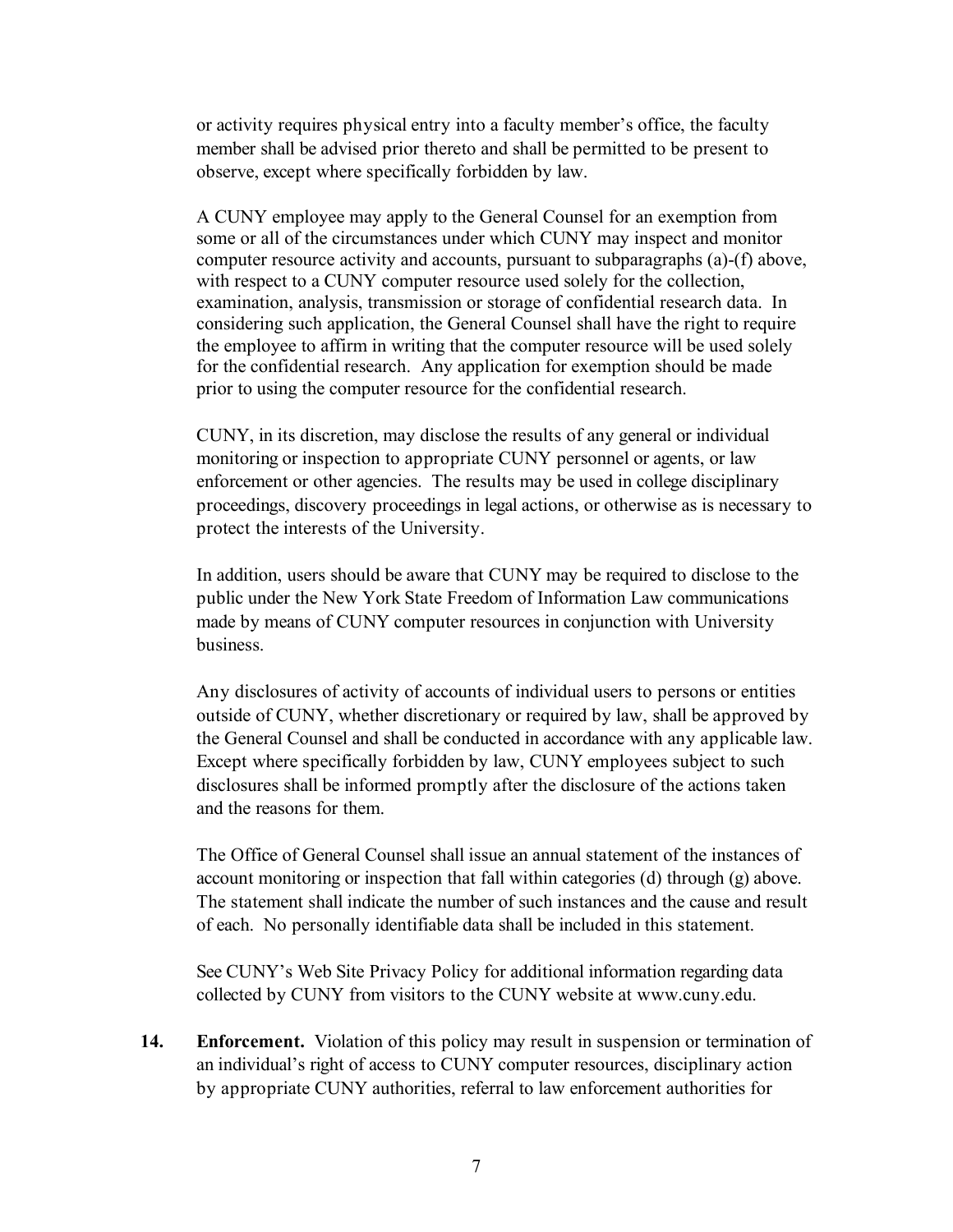or activity requires physical entry into a faculty member's office, the faculty member shall be advised prior thereto and shall be permitted to be present to observe, except where specifically forbidden by law.

A CUNY employee may apply to the General Counsel for an exemption from some or all of the circumstances under which CUNY may inspect and monitor computer resource activity and accounts, pursuant to subparagraphs (a)-(f) above, with respect to a CUNY computer resource used solely for the collection, examination, analysis, transmission or storage of confidential research data. In considering such application, the General Counsel shall have the right to require the employee to affirm in writing that the computer resource will be used solely for the confidential research. Any application for exemption should be made prior to using the computer resource for the confidential research.

CUNY, in its discretion, may disclose the results of any general or individual monitoring or inspection to appropriate CUNY personnel or agents, or law enforcement or other agencies. The results may be used in college disciplinary proceedings, discovery proceedings in legal actions, or otherwise as is necessary to protect the interests of the University.

In addition, users should be aware that CUNY may be required to disclose to the public under the New York State Freedom of Information Law communications made by means of CUNY computer resources in conjunction with University business.

Any disclosures of activity of accounts of individual users to persons or entities outside of CUNY, whether discretionary or required by law, shall be approved by the General Counsel and shall be conducted in accordance with any applicable law. Except where specifically forbidden by law, CUNY employees subject to such disclosures shall be informed promptly after the disclosure of the actions taken and the reasons for them.

The Office of General Counsel shall issue an annual statement of the instances of account monitoring or inspection that fall within categories (d) through (g) above. The statement shall indicate the number of such instances and the cause and result of each. No personally identifiable data shall be included in this statement.

See CUNY's Web Site Privacy Policy for additional information regarding data collected by CUNY from visitors to the CUNY website at www.cuny.edu.

14. **Enforcement.** Violation of this policy may result in suspension or termination of an individual's right of access to CUNY computer resources, disciplinary action by appropriate CUNY authorities, referral to law enforcement authorities for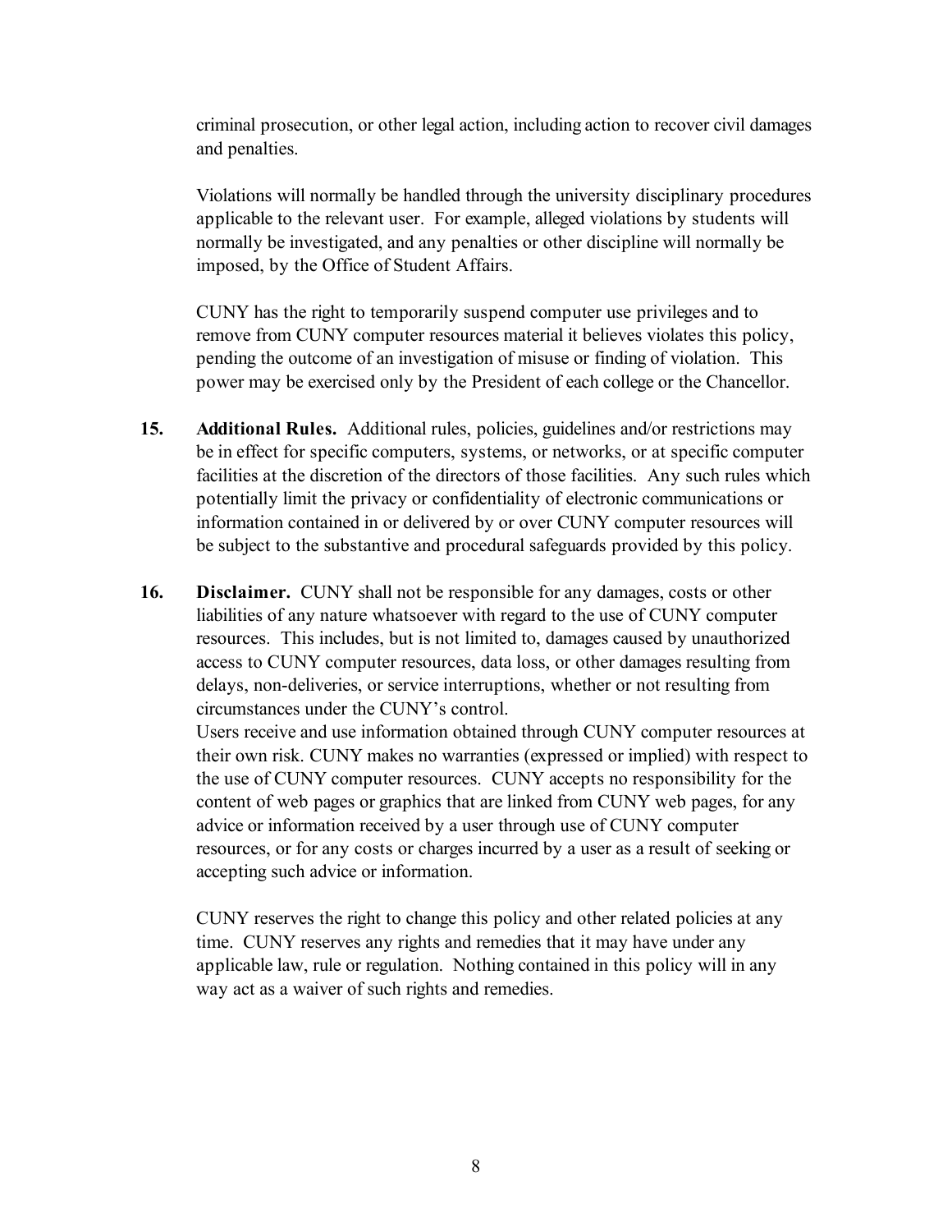criminal prosecution, or other legal action, including action to recover civil damages and penalties.

Violations will normally be handled through the university disciplinary procedures applicable to the relevant user. For example, alleged violations by students will normally be investigated, and any penalties or other discipline will normally be imposed, by the Office of Student Affairs.

CUNY has the right to temporarily suspend computer use privileges and to remove from CUNY computer resources material it believes violates this policy, pending the outcome of an investigation of misuse or finding of violation. This power may be exercised only by the President of each college or the Chancellor.

15. **Additional Rules.** Additional rules, policies, guidelines and/or restrictions may be in effect for specific computers, systems, or networks, or at specific computer facilities at the discretion of the directors of those facilities. Any such rules which potentially limit the privacy or confidentiality of electronic communications or information contained in or delivered by or over CUNY computer resources will be subject to the substantive and procedural safeguards provided by this policy.

16. **Disclaimer.** CUNY shall not be responsible for any damages, costs or other liabilities of any nature whatsoever with regard to the use of CUNY computer resources. This includes, but is not limited to, damages caused by unauthorized access to CUNY computer resources, data loss, or other damages resulting from delays, non-deliveries, or service interruptions, whether or not resulting from circumstances under the CUNY's control.
Users receive and use information obtained through CUNY computer resources at their own risk. CUNY makes no warranties (expressed or implied) with respect to the use of CUNY computer resources. CUNY accepts no responsibility for the content of web pages or graphics that are linked from CUNY web pages, for any advice or information received by a user through use of CUNY computer resources, or for any costs or charges incurred by a user as a result of seeking or accepting such advice or information.

CUNY reserves the right to change this policy and other related policies at any time. CUNY reserves any rights and remedies that it may have under any applicable law, rule or regulation. Nothing contained in this policy will in any way act as a waiver of such rights and remedies.